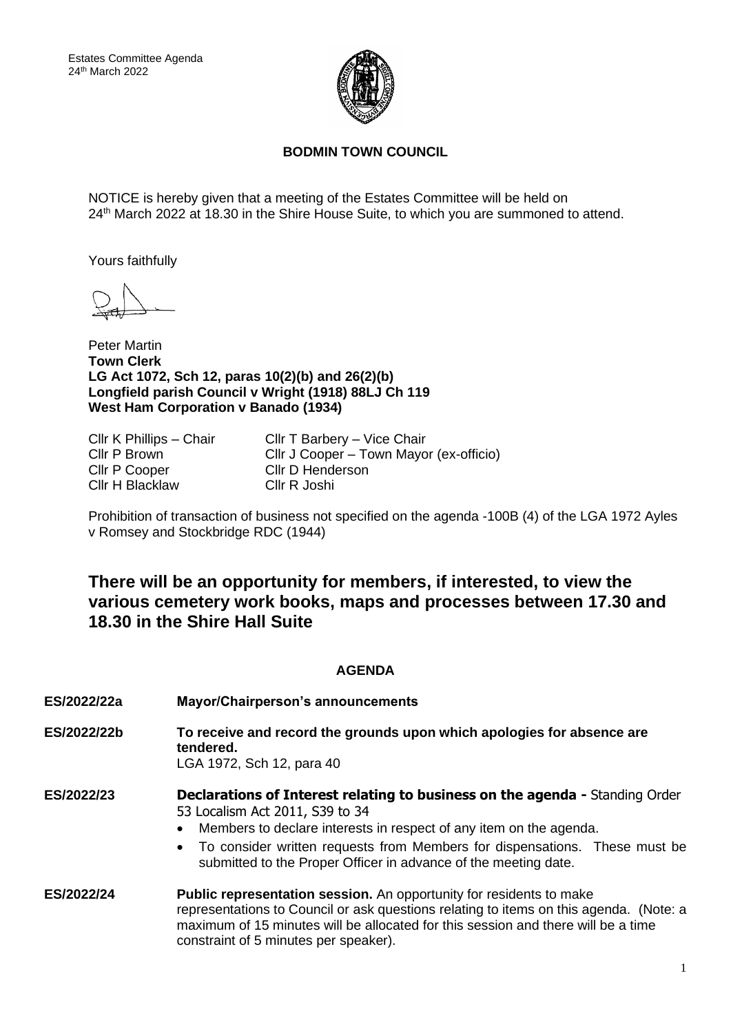Estates Committee Agenda
24th March 2022

**BODMIN TOWN COUNCIL**

NOTICE is hereby given that a meeting of the Estates Committee will be held on 24th March 2022 at 18.30 in the Shire House Suite, to which you are summoned to attend.

Yours faithfully

Peter Martin
**Town Clerk**
**LG Act 1072, Sch 12, paras 10(2)(b) and 26(2)(b)**
**Longfield parish Council v Wright (1918) 88LJ Ch 119**
**West Ham Corporation v Banado (1934)**

| | |
|---|---|
| Cllr K Phillips – Chair | Cllr T Barbery – Vice Chair |
| Cllr P Brown | Cllr J Cooper – Town Mayor (ex-officio) |
| Cllr P Cooper | Cllr D Henderson |
| Cllr H Blacklaw | Cllr R Joshi |

Prohibition of transaction of business not specified on the agenda -100B (4) of the LGA 1972 Ayles v Romsey and Stockbridge RDC (1944)

## There will be an opportunity for members, if interested, to view the various cemetery work books, maps and processes between 17.30 and 18.30 in the Shire Hall Suite

**AGENDA**

**ES/2022/22a** **Mayor/Chairperson's announcements**

**ES/2022/22b** **To receive and record the grounds upon which apologies for absence are tendered.**
LGA 1972, Sch 12, para 40

**ES/2022/23** **Declarations of Interest relating to business on the agenda -** Standing Order 53 Localism Act 2011, S39 to 34

- Members to declare interests in respect of any item on the agenda.
- To consider written requests from Members for dispensations. These must be submitted to the Proper Officer in advance of the meeting date.

**ES/2022/24** **Public representation session.** An opportunity for residents to make representations to Council or ask questions relating to items on this agenda. (Note: a maximum of 15 minutes will be allocated for this session and there will be a time constraint of 5 minutes per speaker).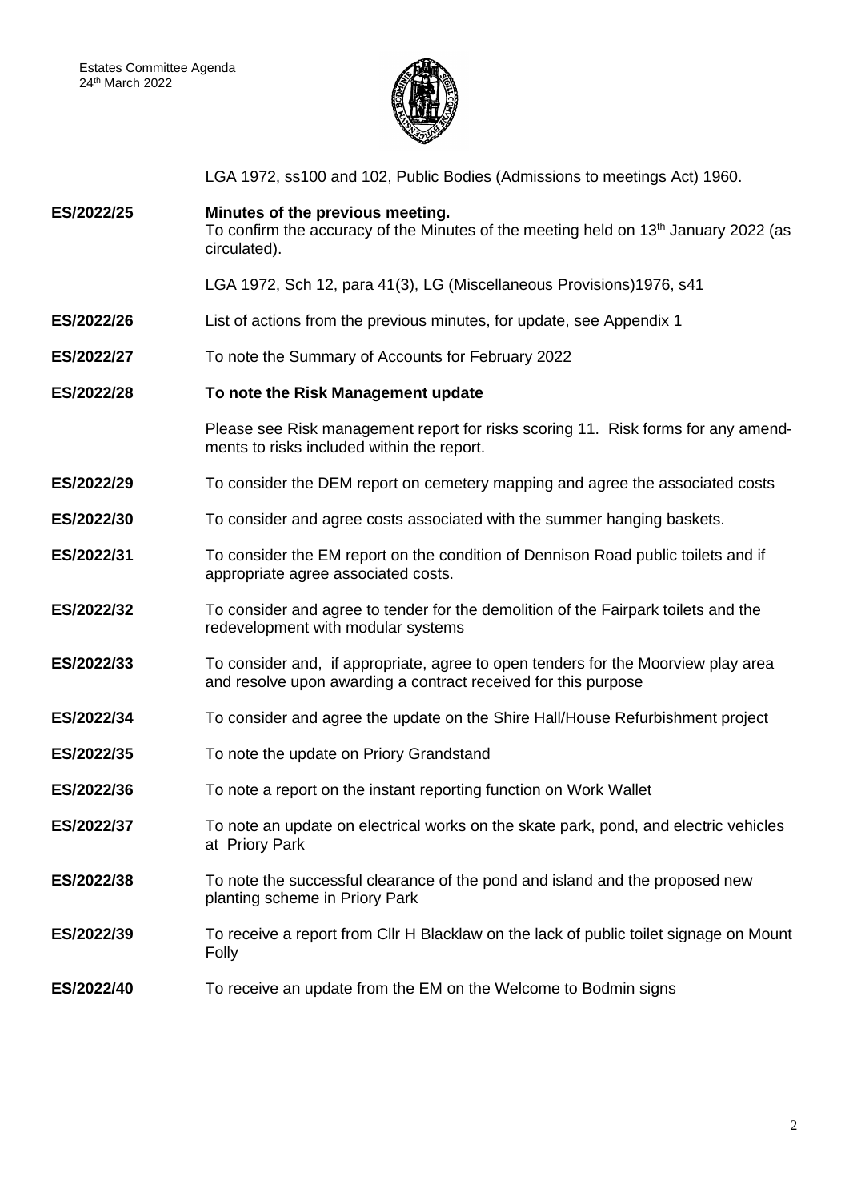LGA 1972, ss100 and 102, Public Bodies (Admissions to meetings Act) 1960.

**ES/2022/25** **Minutes of the previous meeting.**
To confirm the accuracy of the Minutes of the meeting held on 13th January 2022 (as circulated).

LGA 1972, Sch 12, para 41(3), LG (Miscellaneous Provisions)1976, s41

**ES/2022/26** List of actions from the previous minutes, for update, see Appendix 1

**ES/2022/27** To note the Summary of Accounts for February 2022

**ES/2022/28** **To note the Risk Management update**

Please see Risk management report for risks scoring 11. Risk forms for any amendments to risks included within the report.

**ES/2022/29** To consider the DEM report on cemetery mapping and agree the associated costs

**ES/2022/30** To consider and agree costs associated with the summer hanging baskets.

**ES/2022/31** To consider the EM report on the condition of Dennison Road public toilets and if appropriate agree associated costs.

**ES/2022/32** To consider and agree to tender for the demolition of the Fairpark toilets and the redevelopment with modular systems

**ES/2022/33** To consider and, if appropriate, agree to open tenders for the Moorview play area and resolve upon awarding a contract received for this purpose

**ES/2022/34** To consider and agree the update on the Shire Hall/House Refurbishment project

**ES/2022/35** To note the update on Priory Grandstand

**ES/2022/36** To note a report on the instant reporting function on Work Wallet

**ES/2022/37** To note an update on electrical works on the skate park, pond, and electric vehicles at Priory Park

**ES/2022/38** To note the successful clearance of the pond and island and the proposed new planting scheme in Priory Park

**ES/2022/39** To receive a report from Cllr H Blacklaw on the lack of public toilet signage on Mount Folly

**ES/2022/40** To receive an update from the EM on the Welcome to Bodmin signs